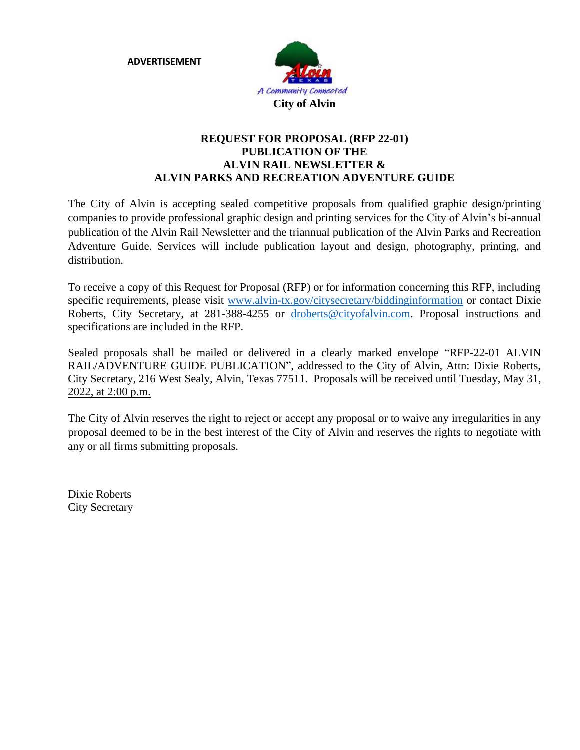**ADVERTISEMENT**

A Community Connected

**City of Alvin**

# REQUEST FOR PROPOSAL (RFP 22-01)
# PUBLICATION OF THE
# ALVIN RAIL NEWSLETTER &
# ALVIN PARKS AND RECREATION ADVENTURE GUIDE

The City of Alvin is accepting sealed competitive proposals from qualified graphic design/printing companies to provide professional graphic design and printing services for the City of Alvin's bi-annual publication of the Alvin Rail Newsletter and the triannual publication of the Alvin Parks and Recreation Adventure Guide. Services will include publication layout and design, photography, printing, and distribution.

To receive a copy of this Request for Proposal (RFP) or for information concerning this RFP, including specific requirements, please visit www.alvin-tx.gov/citysecretary/biddinginformation or contact Dixie Roberts, City Secretary, at 281-388-4255 or droberts@cityofalvin.com. Proposal instructions and specifications are included in the RFP.

Sealed proposals shall be mailed or delivered in a clearly marked envelope "RFP-22-01 ALVIN RAIL/ADVENTURE GUIDE PUBLICATION", addressed to the City of Alvin, Attn: Dixie Roberts, City Secretary, 216 West Sealy, Alvin, Texas 77511. Proposals will be received until Tuesday, May 31, 2022, at 2:00 p.m.

The City of Alvin reserves the right to reject or accept any proposal or to waive any irregularities in any proposal deemed to be in the best interest of the City of Alvin and reserves the rights to negotiate with any or all firms submitting proposals.

Dixie Roberts
City Secretary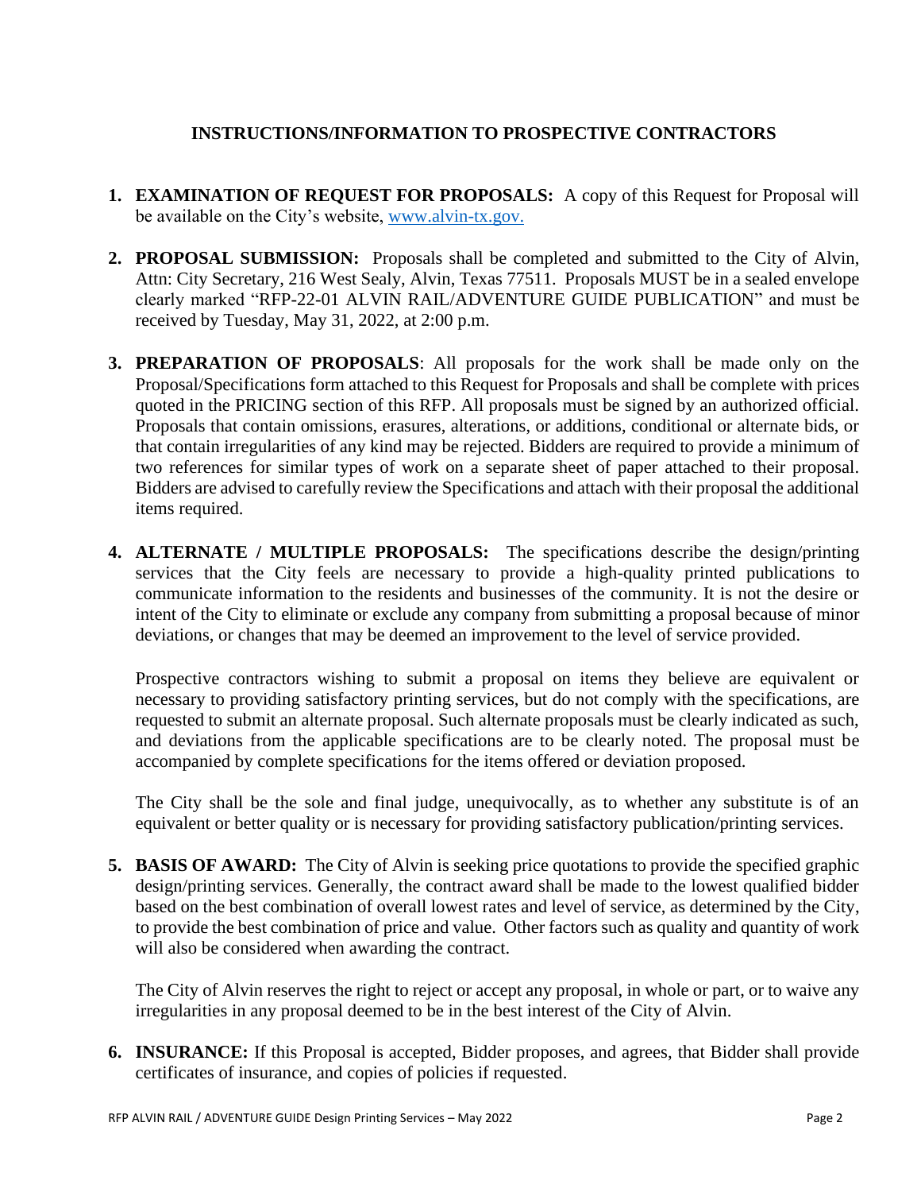## INSTRUCTIONS/INFORMATION TO PROSPECTIVE CONTRACTORS

1. **EXAMINATION OF REQUEST FOR PROPOSALS:** A copy of this Request for Proposal will be available on the City's website, www.alvin-tx.gov.

2. **PROPOSAL SUBMISSION:** Proposals shall be completed and submitted to the City of Alvin, Attn: City Secretary, 216 West Sealy, Alvin, Texas 77511. Proposals MUST be in a sealed envelope clearly marked "RFP-22-01 ALVIN RAIL/ADVENTURE GUIDE PUBLICATION" and must be received by Tuesday, May 31, 2022, at 2:00 p.m.

3. **PREPARATION OF PROPOSALS**: All proposals for the work shall be made only on the Proposal/Specifications form attached to this Request for Proposals and shall be complete with prices quoted in the PRICING section of this RFP. All proposals must be signed by an authorized official. Proposals that contain omissions, erasures, alterations, or additions, conditional or alternate bids, or that contain irregularities of any kind may be rejected. Bidders are required to provide a minimum of two references for similar types of work on a separate sheet of paper attached to their proposal. Bidders are advised to carefully review the Specifications and attach with their proposal the additional items required.

4. **ALTERNATE / MULTIPLE PROPOSALS:** The specifications describe the design/printing services that the City feels are necessary to provide a high-quality printed publications to communicate information to the residents and businesses of the community. It is not the desire or intent of the City to eliminate or exclude any company from submitting a proposal because of minor deviations, or changes that may be deemed an improvement to the level of service provided.

   Prospective contractors wishing to submit a proposal on items they believe are equivalent or necessary to providing satisfactory printing services, but do not comply with the specifications, are requested to submit an alternate proposal. Such alternate proposals must be clearly indicated as such, and deviations from the applicable specifications are to be clearly noted. The proposal must be accompanied by complete specifications for the items offered or deviation proposed.

   The City shall be the sole and final judge, unequivocally, as to whether any substitute is of an equivalent or better quality or is necessary for providing satisfactory publication/printing services.

5. **BASIS OF AWARD:** The City of Alvin is seeking price quotations to provide the specified graphic design/printing services. Generally, the contract award shall be made to the lowest qualified bidder based on the best combination of overall lowest rates and level of service, as determined by the City, to provide the best combination of price and value. Other factors such as quality and quantity of work will also be considered when awarding the contract.

   The City of Alvin reserves the right to reject or accept any proposal, in whole or part, or to waive any irregularities in any proposal deemed to be in the best interest of the City of Alvin.

6. **INSURANCE:** If this Proposal is accepted, Bidder proposes, and agrees, that Bidder shall provide certificates of insurance, and copies of policies if requested.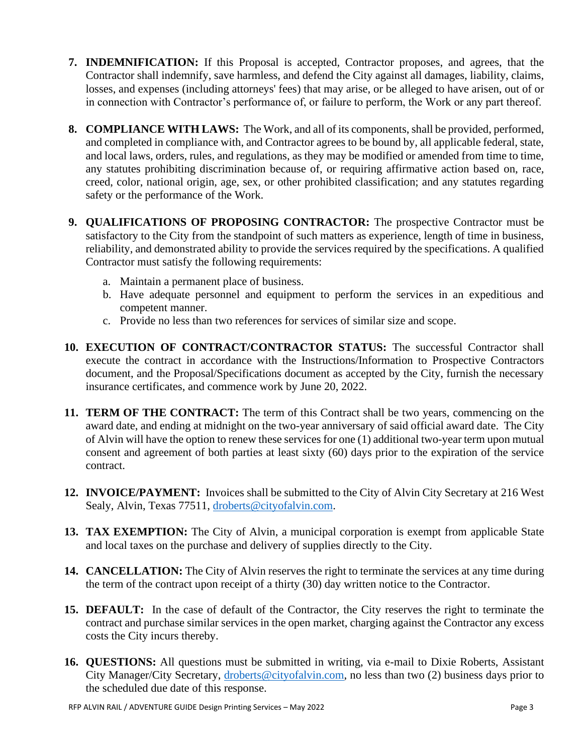7. **INDEMNIFICATION:** If this Proposal is accepted, Contractor proposes, and agrees, that the Contractor shall indemnify, save harmless, and defend the City against all damages, liability, claims, losses, and expenses (including attorneys' fees) that may arise, or be alleged to have arisen, out of or in connection with Contractor's performance of, or failure to perform, the Work or any part thereof.

8. **COMPLIANCE WITH LAWS:** The Work, and all of its components, shall be provided, performed, and completed in compliance with, and Contractor agrees to be bound by, all applicable federal, state, and local laws, orders, rules, and regulations, as they may be modified or amended from time to time, any statutes prohibiting discrimination because of, or requiring affirmative action based on, race, creed, color, national origin, age, sex, or other prohibited classification; and any statutes regarding safety or the performance of the Work.

9. **QUALIFICATIONS OF PROPOSING CONTRACTOR:** The prospective Contractor must be satisfactory to the City from the standpoint of such matters as experience, length of time in business, reliability, and demonstrated ability to provide the services required by the specifications. A qualified Contractor must satisfy the following requirements:
   a. Maintain a permanent place of business.
   b. Have adequate personnel and equipment to perform the services in an expeditious and competent manner.
   c. Provide no less than two references for services of similar size and scope.

10. **EXECUTION OF CONTRACT/CONTRACTOR STATUS:** The successful Contractor shall execute the contract in accordance with the Instructions/Information to Prospective Contractors document, and the Proposal/Specifications document as accepted by the City, furnish the necessary insurance certificates, and commence work by June 20, 2022.

11. **TERM OF THE CONTRACT:** The term of this Contract shall be two years, commencing on the award date, and ending at midnight on the two-year anniversary of said official award date. The City of Alvin will have the option to renew these services for one (1) additional two-year term upon mutual consent and agreement of both parties at least sixty (60) days prior to the expiration of the service contract.

12. **INVOICE/PAYMENT:** Invoices shall be submitted to the City of Alvin City Secretary at 216 West Sealy, Alvin, Texas 77511, droberts@cityofalvin.com.

13. **TAX EXEMPTION:** The City of Alvin, a municipal corporation is exempt from applicable State and local taxes on the purchase and delivery of supplies directly to the City.

14. **CANCELLATION:** The City of Alvin reserves the right to terminate the services at any time during the term of the contract upon receipt of a thirty (30) day written notice to the Contractor.

15. **DEFAULT:** In the case of default of the Contractor, the City reserves the right to terminate the contract and purchase similar services in the open market, charging against the Contractor any excess costs the City incurs thereby.

16. **QUESTIONS:** All questions must be submitted in writing, via e-mail to Dixie Roberts, Assistant City Manager/City Secretary, droberts@cityofalvin.com, no less than two (2) business days prior to the scheduled due date of this response.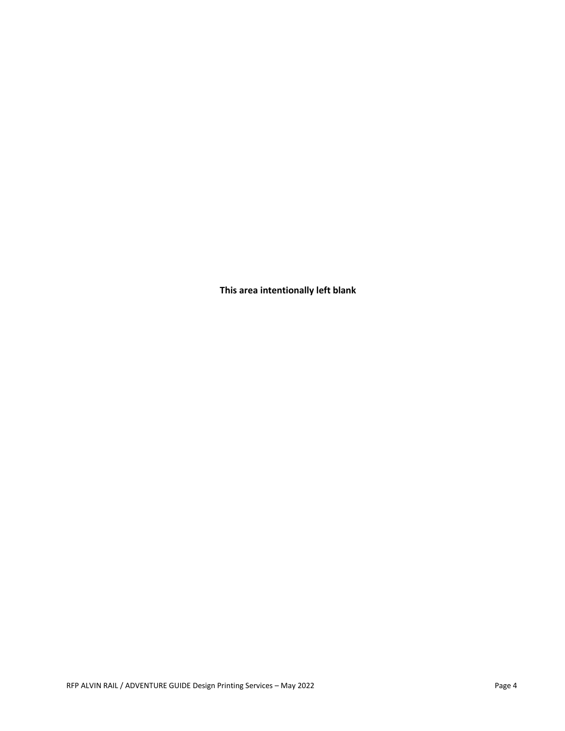**This area intentionally left blank**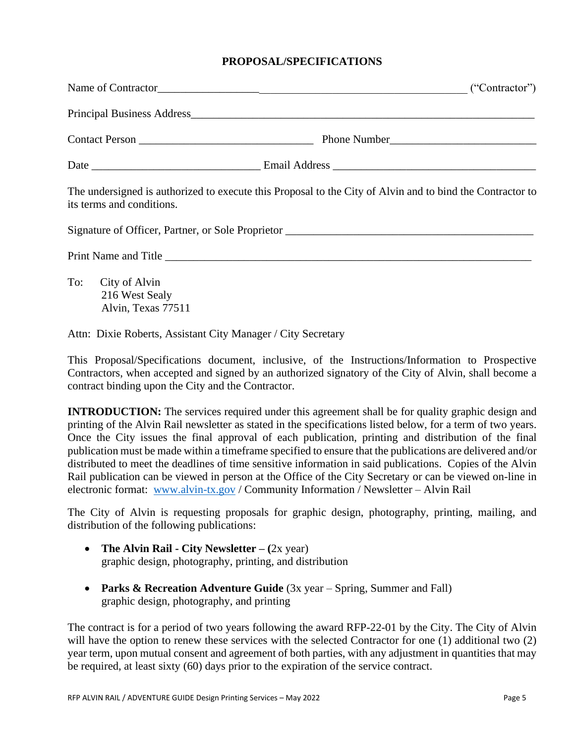## PROPOSAL/SPECIFICATIONS

Name of Contractor\_\_\_\_\_\_\_\_\_\_\_\_\_\_\_\_\_\_\_\_\_\_\_\_\_\_\_\_\_\_\_\_\_\_\_\_\_\_\_\_\_\_\_\_\_\_\_\_\_\_\_\_\_\_\_\_ ("Contractor")

Principal Business Address\_\_\_\_\_\_\_\_\_\_\_\_\_\_\_\_\_\_\_\_\_\_\_\_\_\_\_\_\_\_\_\_\_\_\_\_\_\_\_\_\_\_\_\_\_\_\_\_\_\_\_\_\_\_\_\_\_\_\_\_

Contact Person \_\_\_\_\_\_\_\_\_\_\_\_\_\_\_\_\_\_\_\_\_\_\_\_\_\_\_\_\_\_ Phone Number\_\_\_\_\_\_\_\_\_\_\_\_\_\_\_\_\_\_\_\_\_\_\_\_\_\_

Date \_\_\_\_\_\_\_\_\_\_\_\_\_\_\_\_\_\_\_\_\_\_\_\_\_\_\_\_\_\_ Email Address \_\_\_\_\_\_\_\_\_\_\_\_\_\_\_\_\_\_\_\_\_\_\_\_\_\_\_\_\_\_\_\_\_\_\_\_

The undersigned is authorized to execute this Proposal to the City of Alvin and to bind the Contractor to its terms and conditions.

Signature of Officer, Partner, or Sole Proprietor \_\_\_\_\_\_\_\_\_\_\_\_\_\_\_\_\_\_\_\_\_\_\_\_\_\_\_\_\_\_\_\_\_\_\_\_\_\_\_\_\_\_\_\_

Print Name and Title \_\_\_\_\_\_\_\_\_\_\_\_\_\_\_\_\_\_\_\_\_\_\_\_\_\_\_\_\_\_\_\_\_\_\_\_\_\_\_\_\_\_\_\_\_\_\_\_\_\_\_\_\_\_\_\_\_\_\_\_\_\_\_\_\_\_

To: City of Alvin
216 West Sealy
Alvin, Texas 77511

Attn: Dixie Roberts, Assistant City Manager / City Secretary

This Proposal/Specifications document, inclusive, of the Instructions/Information to Prospective Contractors, when accepted and signed by an authorized signatory of the City of Alvin, shall become a contract binding upon the City and the Contractor.

**INTRODUCTION:** The services required under this agreement shall be for quality graphic design and printing of the Alvin Rail newsletter as stated in the specifications listed below, for a term of two years. Once the City issues the final approval of each publication, printing and distribution of the final publication must be made within a timeframe specified to ensure that the publications are delivered and/or distributed to meet the deadlines of time sensitive information in said publications. Copies of the Alvin Rail publication can be viewed in person at the Office of the City Secretary or can be viewed on-line in electronic format: www.alvin-tx.gov / Community Information / Newsletter – Alvin Rail

The City of Alvin is requesting proposals for graphic design, photography, printing, mailing, and distribution of the following publications:

- **The Alvin Rail - City Newsletter – (**2x year)
  graphic design, photography, printing, and distribution

- **Parks & Recreation Adventure Guide** (3x year – Spring, Summer and Fall)
  graphic design, photography, and printing

The contract is for a period of two years following the award RFP-22-01 by the City. The City of Alvin will have the option to renew these services with the selected Contractor for one (1) additional two (2) year term, upon mutual consent and agreement of both parties, with any adjustment in quantities that may be required, at least sixty (60) days prior to the expiration of the service contract.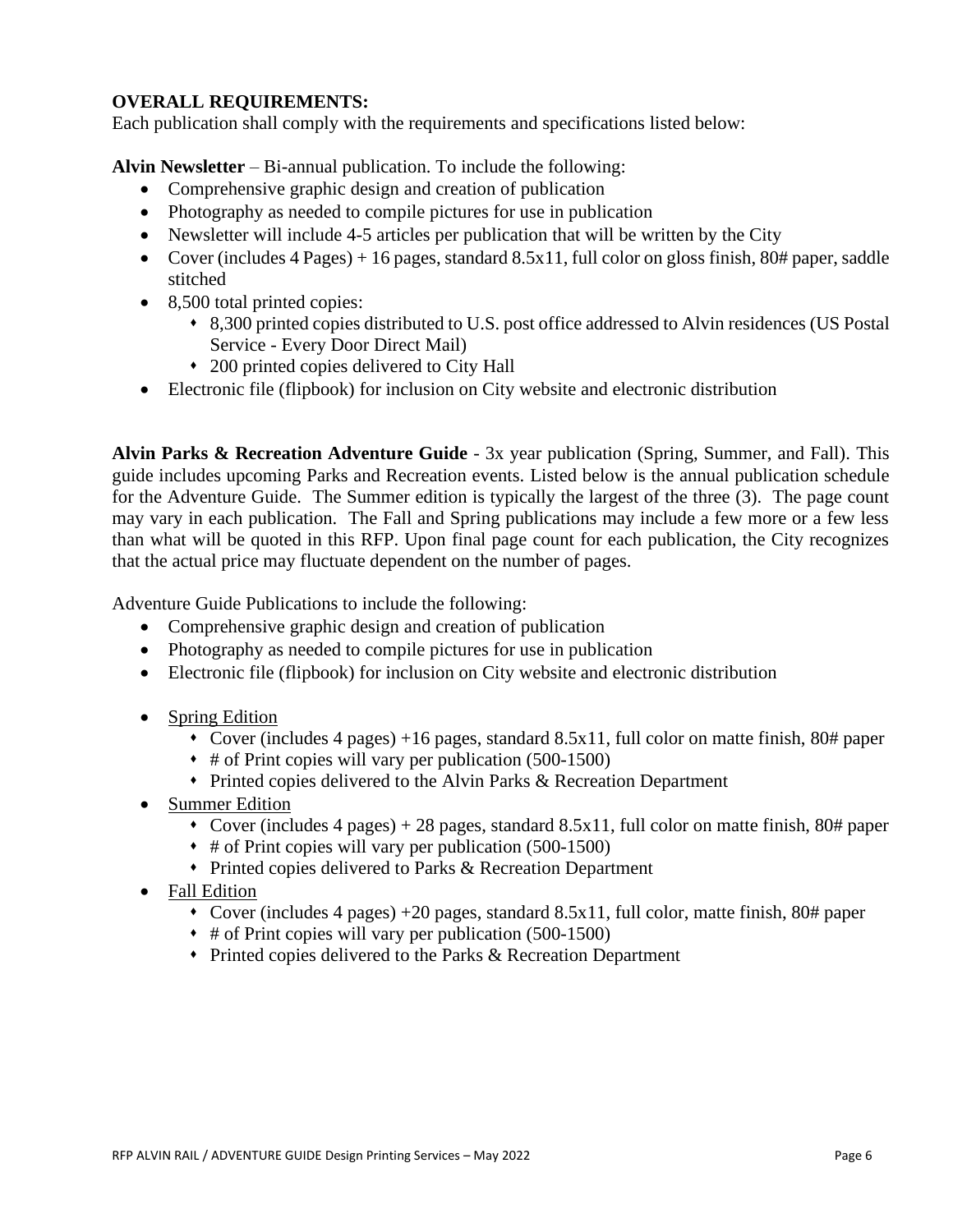**OVERALL REQUIREMENTS:**
Each publication shall comply with the requirements and specifications listed below:

**Alvin Newsletter** – Bi-annual publication. To include the following:

- Comprehensive graphic design and creation of publication
- Photography as needed to compile pictures for use in publication
- Newsletter will include 4-5 articles per publication that will be written by the City
- Cover (includes 4 Pages) + 16 pages, standard 8.5x11, full color on gloss finish, 80# paper, saddle stitched
- 8,500 total printed copies:
  - 8,300 printed copies distributed to U.S. post office addressed to Alvin residences (US Postal Service - Every Door Direct Mail)
  - 200 printed copies delivered to City Hall
- Electronic file (flipbook) for inclusion on City website and electronic distribution

**Alvin Parks & Recreation Adventure Guide** - 3x year publication (Spring, Summer, and Fall). This guide includes upcoming Parks and Recreation events. Listed below is the annual publication schedule for the Adventure Guide. The Summer edition is typically the largest of the three (3). The page count may vary in each publication. The Fall and Spring publications may include a few more or a few less than what will be quoted in this RFP. Upon final page count for each publication, the City recognizes that the actual price may fluctuate dependent on the number of pages.

Adventure Guide Publications to include the following:

- Comprehensive graphic design and creation of publication
- Photography as needed to compile pictures for use in publication
- Electronic file (flipbook) for inclusion on City website and electronic distribution

- Spring Edition
  - Cover (includes 4 pages) +16 pages, standard 8.5x11, full color on matte finish, 80# paper
  - # of Print copies will vary per publication (500-1500)
  - Printed copies delivered to the Alvin Parks & Recreation Department
- Summer Edition
  - Cover (includes 4 pages) + 28 pages, standard 8.5x11, full color on matte finish, 80# paper
  - # of Print copies will vary per publication (500-1500)
  - Printed copies delivered to Parks & Recreation Department
- Fall Edition
  - Cover (includes 4 pages) +20 pages, standard 8.5x11, full color, matte finish, 80# paper
  - # of Print copies will vary per publication (500-1500)
  - Printed copies delivered to the Parks & Recreation Department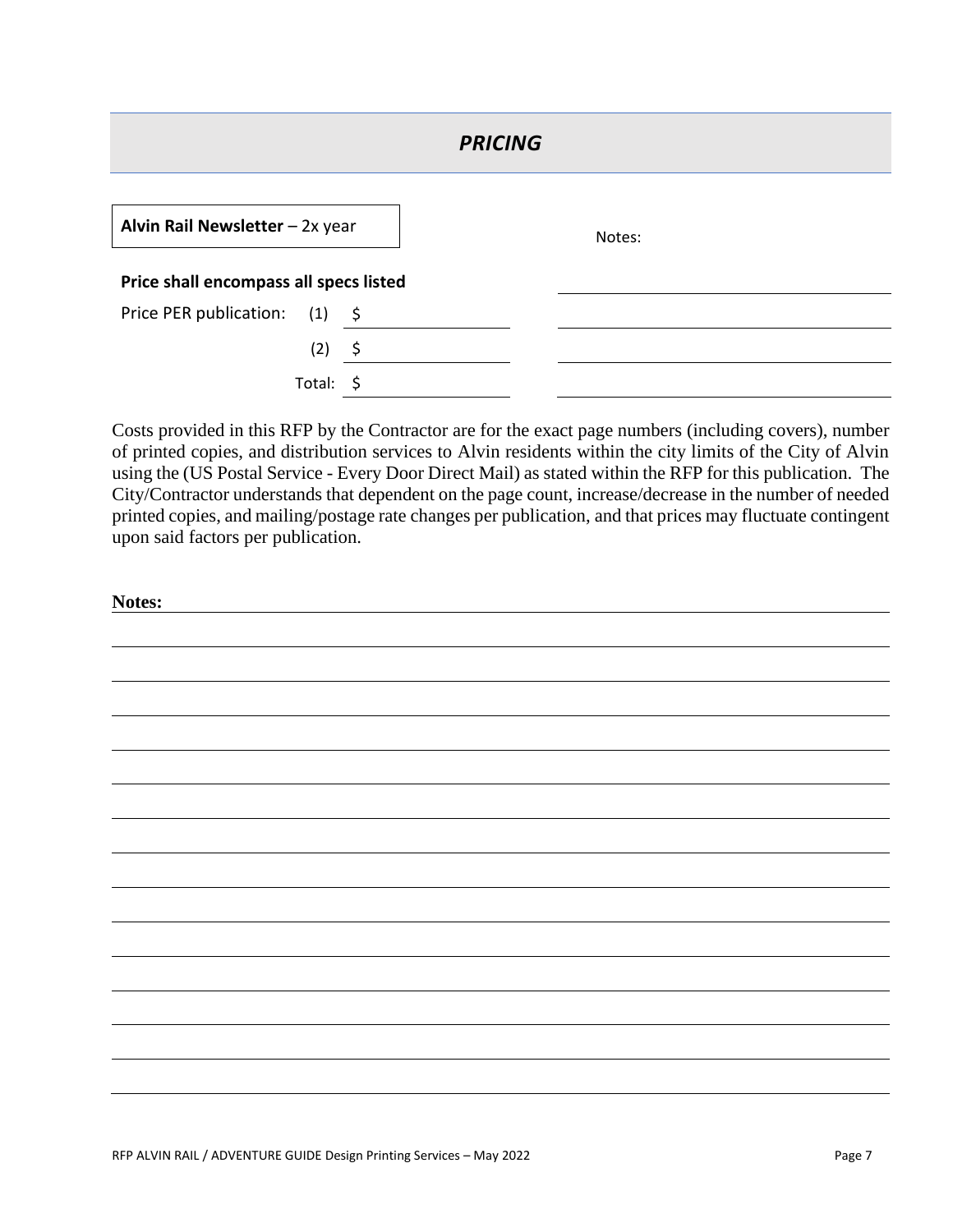## *PRICING*

**Alvin Rail Newsletter** – 2x year

**Price shall encompass all specs listed**

Price PER publication: (1) $ \_\_\_\_\_\_\_\_\_\_

(2) $ \_\_\_\_\_\_\_\_\_\_

Total: $ \_\_\_\_\_\_\_\_\_\_

Notes:

Costs provided in this RFP by the Contractor are for the exact page numbers (including covers), number of printed copies, and distribution services to Alvin residents within the city limits of the City of Alvin using the (US Postal Service - Every Door Direct Mail) as stated within the RFP for this publication. The City/Contractor understands that dependent on the page count, increase/decrease in the number of needed printed copies, and mailing/postage rate changes per publication, and that prices may fluctuate contingent upon said factors per publication.

**Notes:**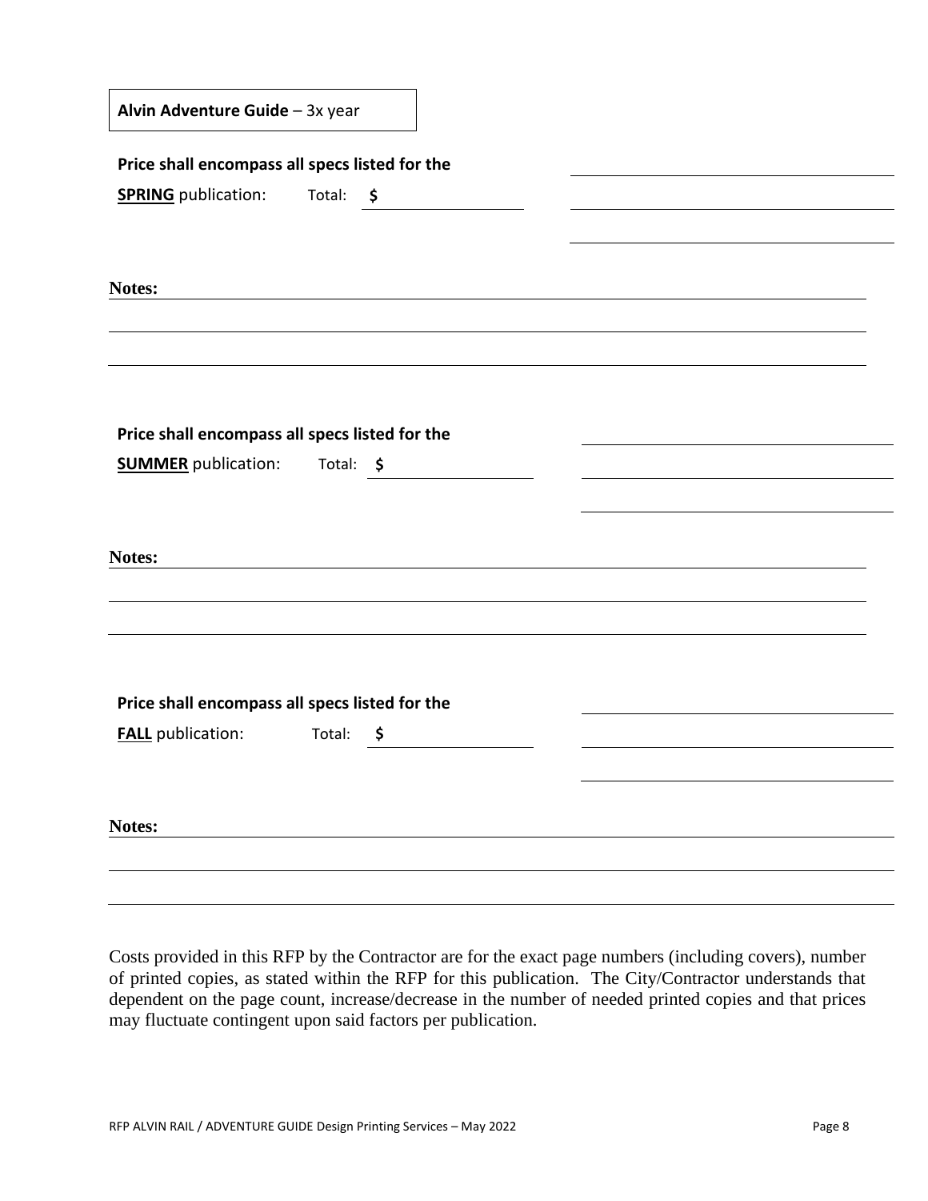**Alvin Adventure Guide** – 3x year

**Price shall encompass all specs listed for the**
**SPRING** publication: Total: **$** ____________

**Notes:**

**Price shall encompass all specs listed for the**
**SUMMER** publication: Total: **$** ____________

**Notes:**

**Price shall encompass all specs listed for the**
**FALL** publication: Total: **$** ____________

**Notes:**

Costs provided in this RFP by the Contractor are for the exact page numbers (including covers), number of printed copies, as stated within the RFP for this publication. The City/Contractor understands that dependent on the page count, increase/decrease in the number of needed printed copies and that prices may fluctuate contingent upon said factors per publication.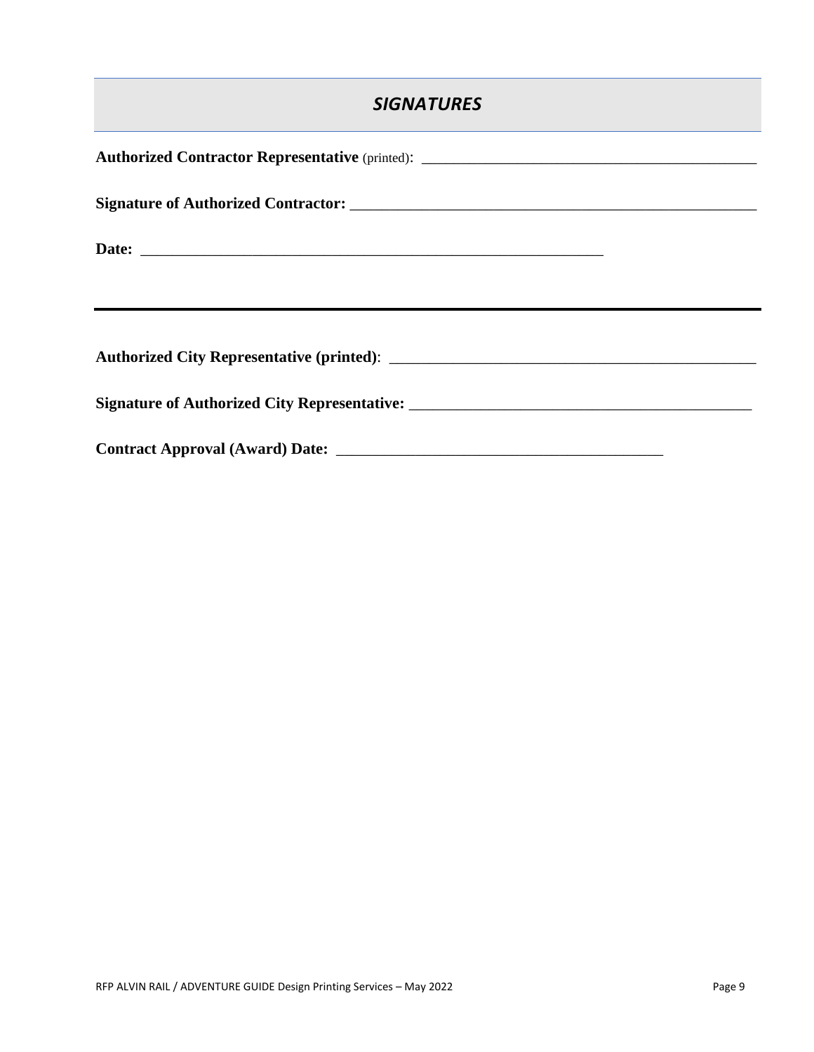## *SIGNATURES*

**Authorized Contractor Representative** (printed): _____________________________________________

**Signature of Authorized Contractor:** _____________________________________________________

**Date:** ______________________________________________________________

---

**Authorized City Representative (printed)**: _______________________________________________

**Signature of Authorized City Representative:** ___________________________________________

**Contract Approval (Award) Date:** ________________________________________